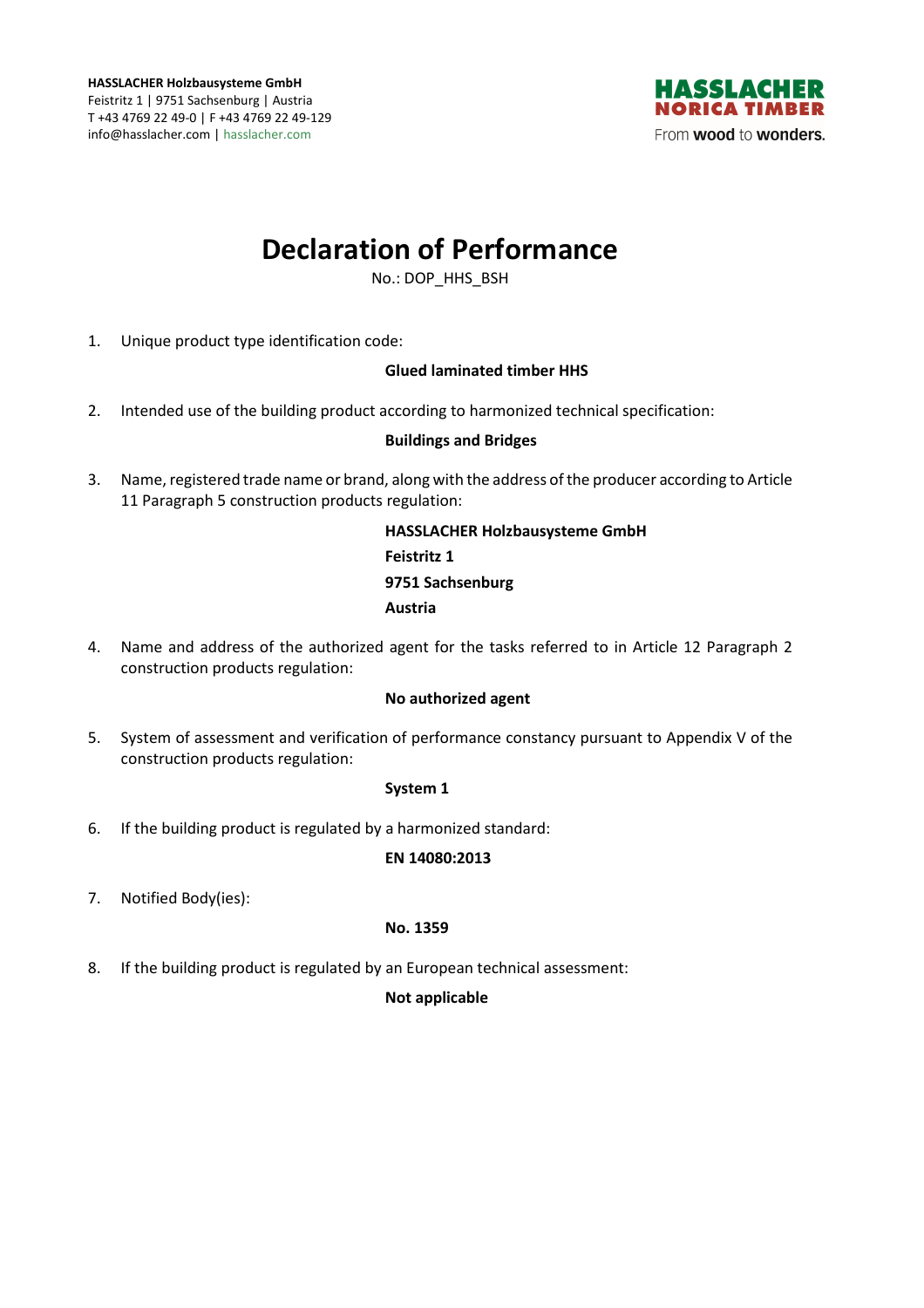**HASSLACHER Holzbausysteme GmbH**
Feistritz 1 | 9751 Sachsenburg | Austria
T +43 4769 22 49-0 | F +43 4769 22 49-129
info@hasslacher.com | hasslacher.com

HASSLACHER NORICA TIMBER
From **wood** to **wonders.**

# Declaration of Performance

No.: DOP_HHS_BSH

1. Unique product type identification code:

   **Glued laminated timber HHS**

2. Intended use of the building product according to harmonized technical specification:

   **Buildings and Bridges**

3. Name, registered trade name or brand, along with the address of the producer according to Article 11 Paragraph 5 construction products regulation:

   **HASSLACHER Holzbausysteme GmbH**
   **Feistritz 1**
   **9751 Sachsenburg**
   **Austria**

4. Name and address of the authorized agent for the tasks referred to in Article 12 Paragraph 2 construction products regulation:

   **No authorized agent**

5. System of assessment and verification of performance constancy pursuant to Appendix V of the construction products regulation:

   **System 1**

6. If the building product is regulated by a harmonized standard:

   **EN 14080:2013**

7. Notified Body(ies):

   **No. 1359**

8. If the building product is regulated by an European technical assessment:

   **Not applicable**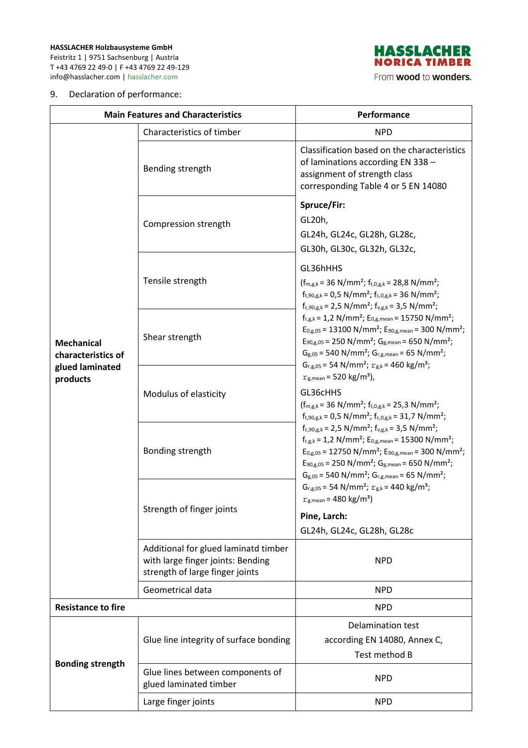9. Declaration of performance:

| Main Features and Characteristics | | Performance |
|---|---|---|
| **Mechanical characteristics of glued laminated products** | Characteristics of timber | NPD |
| | Bending strength | Classification based on the characteristics of laminations according EN 338 – assignment of strength class corresponding Table 4 or 5 EN 14080 |
| | Compression strength | **Spruce/Fir:** GL20h, GL24h, GL24c, GL28h, GL28c, GL30h, GL30c, GL32h, GL32c, GL36hHHS ($f_{m,g,k}$ = 36 N/mm²; $f_{t,0,g,k}$ = 28,8 N/mm²; $f_{t,90,g,k}$ = 0,5 N/mm²; $f_{c,0,g,k}$ = 36 N/mm²; $f_{c,90,g,k}$ = 2,5 N/mm²; $f_{v,g,k}$ = 3,5 N/mm²; $f_{r,g,k}$ = 1,2 N/mm²; $E_{0,g,mean}$ = 15750 N/mm²; $E_{0,g,05}$ = 13100 N/mm²; $E_{90,g,mean}$ = 300 N/mm²; $E_{90,g,05}$ = 250 N/mm²; $G_{g,mean}$ = 650 N/mm²; $G_{g,05}$ = 540 N/mm²; $G_{r,g,mean}$ = 65 N/mm²; $G_{r,g,05}$ = 54 N/mm²; $\rho_{g,k}$ = 460 kg/m³; $\rho_{g,mean}$ = 520 kg/m³), GL36cHHS ($f_{m,g,k}$ = 36 N/mm²; $f_{t,0,g,k}$ = 25,3 N/mm²; $f_{t,90,g,k}$ = 0,5 N/mm²; $f_{c,0,g,k}$ = 31,7 N/mm²; $f_{c,90,g,k}$ = 2,5 N/mm²; $f_{v,g,k}$ = 3,5 N/mm²; $f_{r,g,k}$ = 1,2 N/mm²; $E_{0,g,mean}$ = 15300 N/mm²; $E_{0,g,05}$ = 12750 N/mm²; $E_{90,g,mean}$ = 300 N/mm²; $E_{90,g,05}$ = 250 N/mm²; $G_{g,mean}$ = 650 N/mm²; $G_{g,05}$ = 540 N/mm²; $G_{r,g,mean}$ = 65 N/mm²; $G_{r,g,05}$ = 54 N/mm²; $\rho_{g,k}$ = 440 kg/m³; $\rho_{g,mean}$ = 480 kg/m³) **Pine, Larch:** GL24h, GL24c, GL28h, GL28c |
| | Tensile strength | |
| | Shear strength | |
| | Modulus of elasticity | |
| | Bonding strength | |
| | Strength of finger joints | |
| | Additional for glued laminatd timber with large finger joints: Bending strength of large finger joints | NPD |
| | Geometrical data | NPD |
| **Resistance to fire** | | NPD |
| **Bonding strength** | Glue line integrity of surface bonding | Delamination test according EN 14080, Annex C, Test method B |
| | Glue lines between components of glued laminated timber | NPD |
| | Large finger joints | NPD |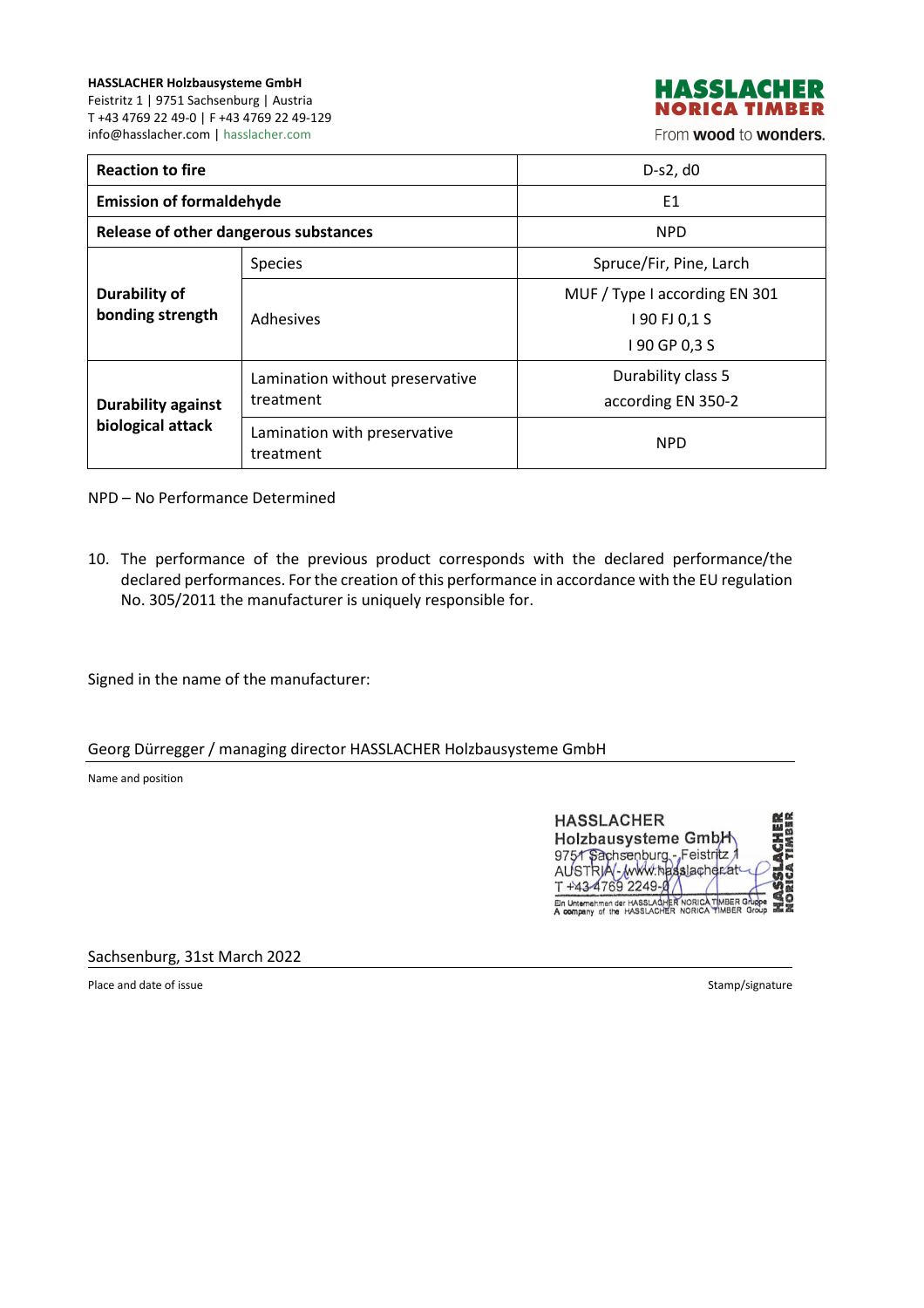**HASSLACHER Holzbausysteme GmbH**
Feistritz 1 | 9751 Sachsenburg | Austria
T +43 4769 22 49-0 | F +43 4769 22 49-129
info@hasslacher.com | hasslacher.com

HASSLACHER NORICA TIMBER
From **wood** to **wonders.**

| | | |
|---|---|---|
| **Reaction to fire** | | D-s2, d0 |
| **Emission of formaldehyde** | | E1 |
| **Release of other dangerous substances** | | NPD |
| **Durability of bonding strength** | Species | Spruce/Fir, Pine, Larch |
| | Adhesives | MUF / Type I according EN 301<br>I 90 FJ 0,1 S<br>I 90 GP 0,3 S |
| **Durability against biological attack** | Lamination without preservative treatment | Durability class 5 according EN 350-2 |
| | Lamination with preservative treatment | NPD |

NPD – No Performance Determined

10. The performance of the previous product corresponds with the declared performance/the declared performances. For the creation of this performance in accordance with the EU regulation No. 305/2011 the manufacturer is uniquely responsible for.

Signed in the name of the manufacturer:

Georg Dürregger / managing director HASSLACHER Holzbausysteme GmbH

Name and position

HASSLACHER
Holzbausysteme GmbH
9751 Sachsenburg - Feistritz 1
AUSTRIA - www.hasslacher.at
T +43 4769 2249-0
Ein Unternehmen der HASSLACHER NORICA TIMBER Gruppe
A company of the HASSLACHER NORICA TIMBER Group

Sachsenburg, 31st March 2022

Place and date of issue

Stamp/signature